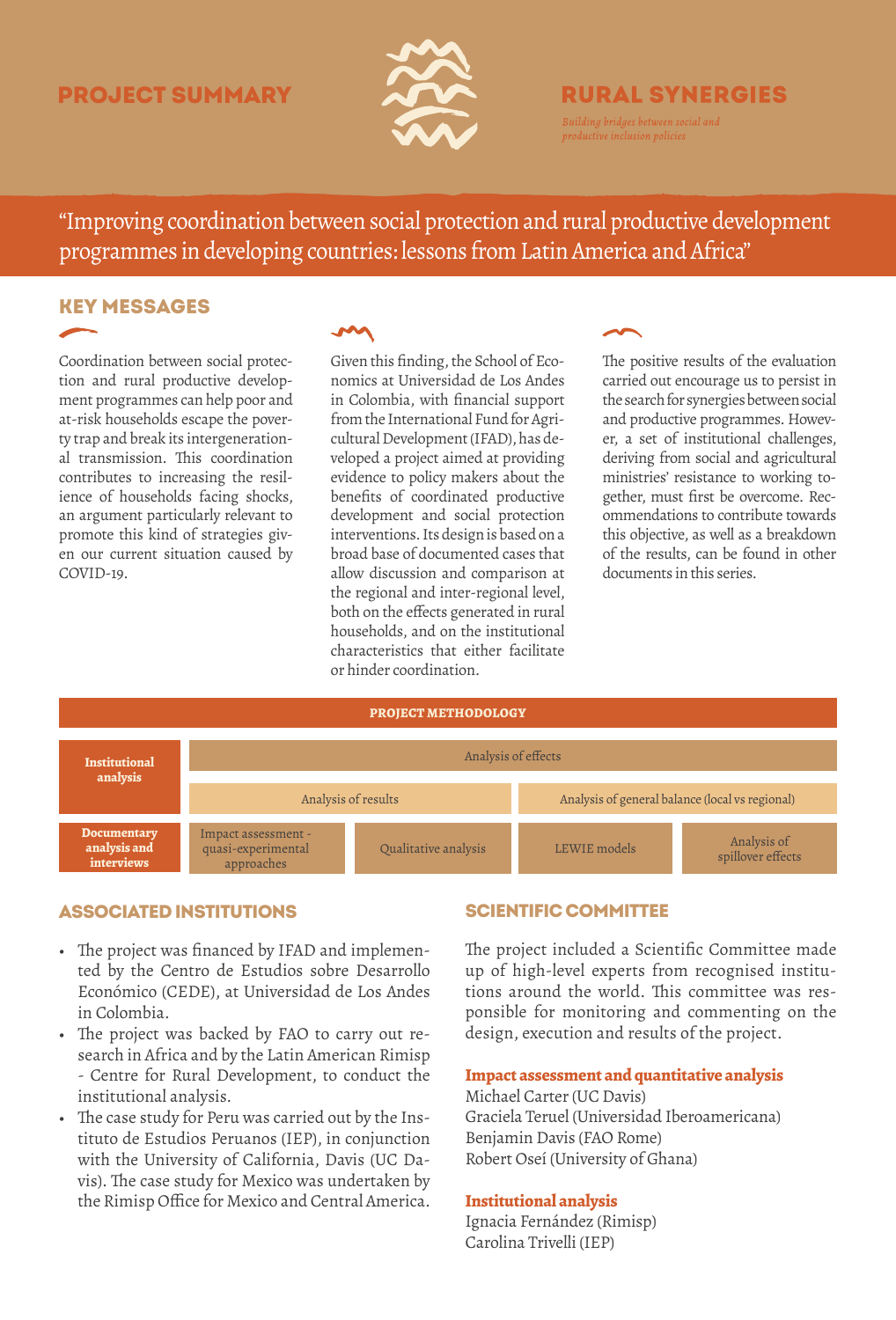# PROJECT SUMMARY

# RURAL SYNERGIES

*Building bridges between social and productive inclusion policies*

## "Improving coordination between social protection and rural productive development programmes in developing countries: lessons from Latin America and Africa"

## KEY MESSAGES

Coordination between social protection and rural productive development programmes can help poor and at-risk households escape the poverty trap and break its intergenerational transmission. This coordination contributes to increasing the resilience of households facing shocks, an argument particularly relevant to promote this kind of strategies given our current situation caused by COVID-19.

Given this finding, the School of Economics at Universidad de Los Andes in Colombia, with financial support from the International Fund for Agricultural Development (IFAD), has developed a project aimed at providing evidence to policy makers about the benefits of coordinated productive development and social protection interventions. Its design is based on a broad base of documented cases that allow discussion and comparison at the regional and inter-regional level, both on the effects generated in rural households, and on the institutional characteristics that either facilitate or hinder coordination.

The positive results of the evaluation carried out encourage us to persist in the search for synergies between social and productive programmes. However, a set of institutional challenges, deriving from social and agricultural ministries' resistance to working together, must first be overcome. Recommendations to contribute towards this objective, as well as a breakdown of the results, can be found in other documents in this series.

| PROJECT METHODOLOGY | | | | |
|---|---|---|---|---|
| Institutional analysis | Analysis of effects | | | |
| | Analysis of results | | Analysis of general balance (local vs regional) | |
| Documentary analysis and interviews | Impact assessment - quasi-experimental approaches | Qualitative analysis | LEWIE models | Analysis of spillover effects |

## ASSOCIATED INSTITUTIONS

- The project was financed by IFAD and implemented by the Centro de Estudios sobre Desarrollo Económico (CEDE), at Universidad de Los Andes in Colombia.
- The project was backed by FAO to carry out research in Africa and by the Latin American Rimisp - Centre for Rural Development, to conduct the institutional analysis.
- The case study for Peru was carried out by the Instituto de Estudios Peruanos (IEP), in conjunction with the University of California, Davis (UC Davis). The case study for Mexico was undertaken by the Rimisp Office for Mexico and Central America.

## SCIENTIFIC COMMITTEE

The project included a Scientific Committee made up of high-level experts from recognised institutions around the world. This committee was responsible for monitoring and commenting on the design, execution and results of the project.

### Impact assessment and quantitative analysis

Michael Carter (UC Davis)
Graciela Teruel (Universidad Iberoamericana)
Benjamin Davis (FAO Rome)
Robert Oseí (University of Ghana)

### Institutional analysis

Ignacia Fernández (Rimisp)
Carolina Trivelli (IEP)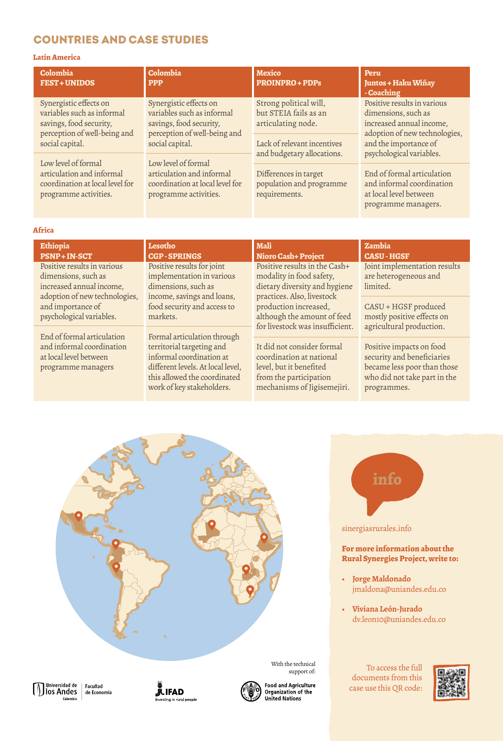## COUNTRIES AND CASE STUDIES

### Latin America

| Colombia FEST + UNIDOS | Colombia PPP | Mexico PROINPRO + PDPs | Peru Juntos + Haku Wiñay - Coaching |
|---|---|---|---|
| Synergistic effects on variables such as informal savings, food security, perception of well-being and social capital. | Synergistic effects on variables such as informal savings, food security, perception of well-being and social capital. | Strong political will, but STEIA fails as an articulating node. | Positive results in various dimensions, such as increased annual income, adoption of new technologies, and the importance of psychological variables. |
| | | Lack of relevant incentives and budgetary allocations. | |
| Low level of formal articulation and informal coordination at local level for programme activities. | Low level of formal articulation and informal coordination at local level for programme activities. | Differences in target population and programme requirements. | End of formal articulation and informal coordination at local level between programme managers. |

### Africa

| Ethiopia PSNP + IN-SCT | Lesotho CGP - SPRINGS | Mali Nioro Cash+ Project | Zambia CASU - HGSF |
|---|---|---|---|
| Positive results in various dimensions, such as increased annual income, adoption of new technologies, and importance of psychological variables. | Positive results for joint implementation in various dimensions, such as income, savings and loans, food security and access to markets. | Positive results in the Cash+ modality in food safety, dietary diversity and hygiene practices. Also, livestock production increased, although the amount of feed for livestock was insufficient. | Joint implementation results are heterogeneous and limited. |
| | | | CASU + HGSF produced mostly positive effects on agricultural production. |
| End of formal articulation and informal coordination at local level between programme managers | Formal articulation through territorial targeting and informal coordination at different levels. At local level, this allowed the coordinated work of key stakeholders. | It did not consider formal coordination at national level, but it benefited from the participation mechanisms of Jigisemejiri. | Positive impacts on food security and beneficiaries became less poor than those who did not take part in the programmes. |

**info**

sinergiasrurales.info

**For more information about the Rural Synergies Project, write to:**

- **Jorge Maldonado**
  jmaldona@uniandes.edu.co
- **Viviana León-Jurado**
  dv.leon10@uniandes.edu.co

To access the full documents from this case use this QR code:

Universidad de los Andes Colombia | Facultad de Economía

IFAD Investing in rural people

With the technical support of:

Food and Agriculture Organization of the United Nations